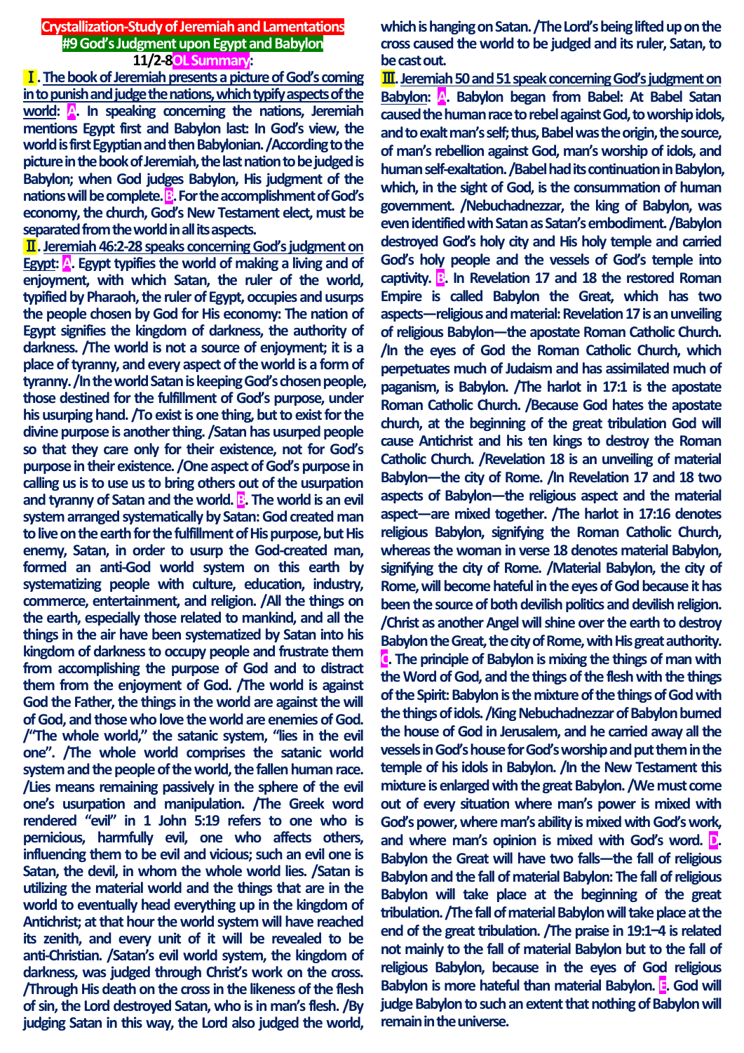# Crystallization-Study of Jeremiah and Lamentations

## #9 God's Judgment upon Egypt and Babylon

**11/2-8 OL Summary:**

**Ⅰ. The book of Jeremiah presents a picture of God's coming in to punish and judge the nations, which typify aspects of the world: A. In speaking concerning the nations, Jeremiah mentions Egypt first and Babylon last: In God's view, the world is first Egyptian and then Babylonian. /According to the picture in the book of Jeremiah, the last nation to be judged is Babylon; when God judges Babylon, His judgment of the nations will be complete. B. For the accomplishment of God's economy, the church, God's New Testament elect, must be separated from the world in all its aspects.**

**Ⅱ. Jeremiah 46:2-28 speaks concerning God's judgment on Egypt: A. Egypt typifies the world of making a living and of enjoyment, with which Satan, the ruler of the world, typified by Pharaoh, the ruler of Egypt, occupies and usurps the people chosen by God for His economy: The nation of Egypt signifies the kingdom of darkness, the authority of darkness. /The world is not a source of enjoyment; it is a place of tyranny, and every aspect of the world is a form of tyranny. /In the world Satan is keeping God's chosen people, those destined for the fulfillment of God's purpose, under his usurping hand. /To exist is one thing, but to exist for the divine purpose is another thing. /Satan has usurped people so that they care only for their existence, not for God's purpose in their existence. /One aspect of God's purpose in calling us is to use us to bring others out of the usurpation and tyranny of Satan and the world. B. The world is an evil system arranged systematically by Satan: God created man to live on the earth for the fulfillment of His purpose, but His enemy, Satan, in order to usurp the God-created man, formed an anti-God world system on this earth by systematizing people with culture, education, industry, commerce, entertainment, and religion. /All the things on the earth, especially those related to mankind, and all the things in the air have been systematized by Satan into his kingdom of darkness to occupy people and frustrate them from accomplishing the purpose of God and to distract them from the enjoyment of God. /The world is against God the Father, the things in the world are against the will of God, and those who love the world are enemies of God. /"The whole world," the satanic system, "lies in the evil one". /The whole world comprises the satanic world system and the people of the world, the fallen human race. /Lies means remaining passively in the sphere of the evil one's usurpation and manipulation. /The Greek word rendered "evil" in 1 John 5:19 refers to one who is pernicious, harmfully evil, one who affects others, influencing them to be evil and vicious; such an evil one is Satan, the devil, in whom the whole world lies. /Satan is utilizing the material world and the things that are in the world to eventually head everything up in the kingdom of Antichrist; at that hour the world system will have reached its zenith, and every unit of it will be revealed to be anti-Christian. /Satan's evil world system, the kingdom of darkness, was judged through Christ's work on the cross. /Through His death on the cross in the likeness of the flesh of sin, the Lord destroyed Satan, who is in man's flesh. /By judging Satan in this way, the Lord also judged the world, which is hanging on Satan. /The Lord's being lifted up on the cross caused the world to be judged and its ruler, Satan, to be cast out.**

**Ⅲ. Jeremiah 50 and 51 speak concerning God's judgment on Babylon: A. Babylon began from Babel: At Babel Satan caused the human race to rebel against God, to worship idols, and to exalt man's self; thus, Babel was the origin, the source, of man's rebellion against God, man's worship of idols, and human self-exaltation. /Babel had its continuation in Babylon, which, in the sight of God, is the consummation of human government. /Nebuchadnezzar, the king of Babylon, was even identified with Satan as Satan's embodiment. /Babylon destroyed God's holy city and His holy temple and carried God's holy people and the vessels of God's temple into captivity. B. In Revelation 17 and 18 the restored Roman Empire is called Babylon the Great, which has two aspects—religious and material: Revelation 17 is an unveiling of religious Babylon—the apostate Roman Catholic Church. /In the eyes of God the Roman Catholic Church, which perpetuates much of Judaism and has assimilated much of paganism, is Babylon. /The harlot in 17:1 is the apostate Roman Catholic Church. /Because God hates the apostate church, at the beginning of the great tribulation God will cause Antichrist and his ten kings to destroy the Roman Catholic Church. /Revelation 18 is an unveiling of material Babylon—the city of Rome. /In Revelation 17 and 18 two aspects of Babylon—the religious aspect and the material aspect—are mixed together. /The harlot in 17:16 denotes religious Babylon, signifying the Roman Catholic Church, whereas the woman in verse 18 denotes material Babylon, signifying the city of Rome. /Material Babylon, the city of Rome, will become hateful in the eyes of God because it has been the source of both devilish politics and devilish religion. /Christ as another Angel will shine over the earth to destroy Babylon the Great, the city of Rome, with His great authority. C. The principle of Babylon is mixing the things of man with the Word of God, and the things of the flesh with the things of the Spirit: Babylon is the mixture of the things of God with the things of idols. /King Nebuchadnezzar of Babylon burned the house of God in Jerusalem, and he carried away all the vessels in God's house for God's worship and put them in the temple of his idols in Babylon. /In the New Testament this mixture is enlarged with the great Babylon. /We must come out of every situation where man's power is mixed with God's power, where man's ability is mixed with God's work, and where man's opinion is mixed with God's word. D. Babylon the Great will have two falls—the fall of religious Babylon and the fall of material Babylon: The fall of religious Babylon will take place at the beginning of the great tribulation. /The fall of material Babylon will take place at the end of the great tribulation. /The praise in 19:1–4 is related not mainly to the fall of material Babylon but to the fall of religious Babylon, because in the eyes of God religious Babylon is more hateful than material Babylon. E. God will judge Babylon to such an extent that nothing of Babylon will remain in the universe.**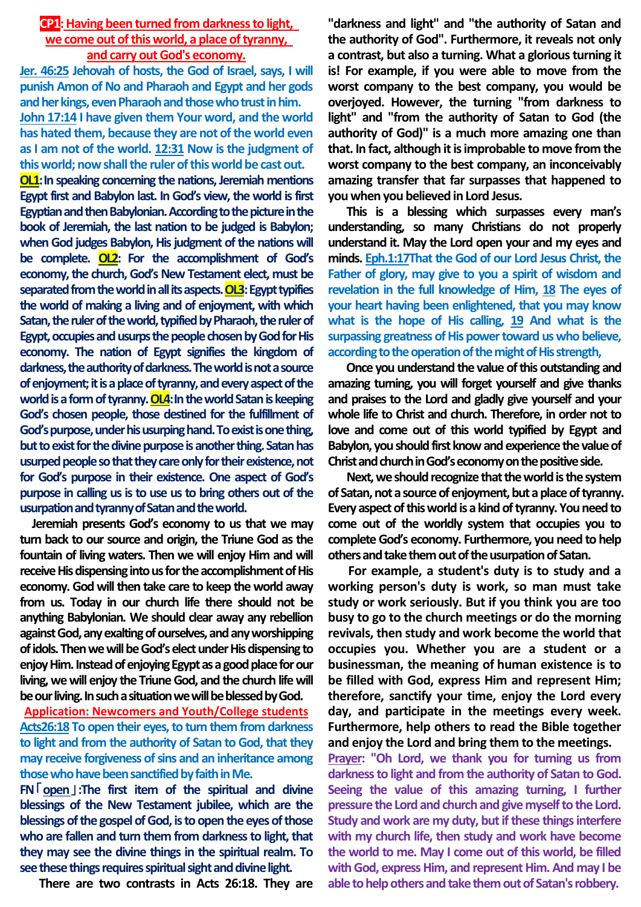**CP1: Having been turned from darkness to light, we come out of this world, a place of tyranny, and carry out God's economy.**

**Jer. 46:25** Jehovah of hosts, the God of Israel, says, I will punish Amon of No and Pharaoh and Egypt and her gods and her kings, even Pharaoh and those who trust in him.

**John 17:14** I have given them Your word, and the world has hated them, because they are not of the world even as I am not of the world. **12:31** Now is the judgment of this world; now shall the ruler of this world be cast out.

**OL1**: In speaking concerning the nations, Jeremiah mentions Egypt first and Babylon last. In God's view, the world is first Egyptian and then Babylonian. According to the picture in the book of Jeremiah, the last nation to be judged is Babylon; when God judges Babylon, His judgment of the nations will be complete. **OL2**: For the accomplishment of God's economy, the church, God's New Testament elect, must be separated from the world in all its aspects. **OL3**: Egypt typifies the world of making a living and of enjoyment, with which Satan, the ruler of the world, typified by Pharaoh, the ruler of Egypt, occupies and usurps the people chosen by God for His economy. The nation of Egypt signifies the kingdom of darkness, the authority of darkness. The world is not a source of enjoyment; it is a place of tyranny, and every aspect of the world is a form of tyranny. **OL4**: In the world Satan is keeping God's chosen people, those destined for the fulfillment of God's purpose, under his usurping hand. To exist is one thing, but to exist for the divine purpose is another thing. Satan has usurped people so that they care only for their existence, not for God's purpose in their existence. One aspect of God's purpose in calling us is to use us to bring others out of the usurpation and tyranny of Satan and the world.

Jeremiah presents God's economy to us that we may turn back to our source and origin, the Triune God as the fountain of living waters. Then we will enjoy Him and will receive His dispensing into us for the accomplishment of His economy. God will then take care to keep the world away from us. Today in our church life there should not be anything Babylonian. We should clear away any rebellion against God, any exalting of ourselves, and any worshipping of idols. Then we will be God's elect under His dispensing to enjoy Him. Instead of enjoying Egypt as a good place for our living, we will enjoy the Triune God, and the church life will be our living. In such a situation we will be blessed by God.

**Application: Newcomers and Youth/College students**

**Acts 26:18** To open their eyes, to turn them from darkness to light and from the authority of Satan to God, that they may receive forgiveness of sins and an inheritance among those who have been sanctified by faith in Me.

FN「open」: The first item of the spiritual and divine blessings of the New Testament jubilee, which are the blessings of the gospel of God, is to open the eyes of those who are fallen and turn them from darkness to light, that they may see the divine things in the spiritual realm. To see these things requires spiritual sight and divine light.

There are two contrasts in Acts 26:18. They are "darkness and light" and "the authority of Satan and the authority of God". Furthermore, it reveals not only a contrast, but also a turning. What a glorious turning it is! For example, if you were able to move from the worst company to the best company, you would be overjoyed. However, the turning "from darkness to light" and "from the authority of Satan to God (the authority of God)" is a much more amazing one than that. In fact, although it is improbable to move from the worst company to the best company, an inconceivably amazing transfer that far surpasses that happened to you when you believed in Lord Jesus.

This is a blessing which surpasses every man's understanding, so many Christians do not properly understand it. May the Lord open your and my eyes and minds. **Eph.1:17** That the God of our Lord Jesus Christ, the Father of glory, may give to you a spirit of wisdom and revelation in the full knowledge of Him, **18** The eyes of your heart having been enlightened, that you may know what is the hope of His calling, **19** And what is the surpassing greatness of His power toward us who believe, according to the operation of the might of His strength,

Once you understand the value of this outstanding and amazing turning, you will forget yourself and give thanks and praises to the Lord and gladly give yourself and your whole life to Christ and church. Therefore, in order not to love and come out of this world typified by Egypt and Babylon, you should first know and experience the value of Christ and church in God's economy on the positive side.

Next, we should recognize that the world is the system of Satan, not a source of enjoyment, but a place of tyranny. Every aspect of this world is a kind of tyranny. You need to come out of the worldly system that occupies you to complete God's economy. Furthermore, you need to help others and take them out of the usurpation of Satan.

For example, a student's duty is to study and a working person's duty is work, so man must take study or work seriously. But if you think you are too busy to go to the church meetings or do the morning revivals, then study and work become the world that occupies you. Whether you are a student or a businessman, the meaning of human existence is to be filled with God, express Him and represent Him; therefore, sanctify your time, enjoy the Lord every day, and participate in the meetings every week. Furthermore, help others to read the Bible together and enjoy the Lord and bring them to the meetings.

**Prayer**: "Oh Lord, we thank you for turning us from darkness to light and from the authority of Satan to God. Seeing the value of this amazing turning, I further pressure the Lord and church and give myself to the Lord. Study and work are my duty, but if these things interfere with my church life, then study and work have become the world to me. May I come out of this world, be filled with God, express Him, and represent Him. And may I be able to help others and take them out of Satan's robbery.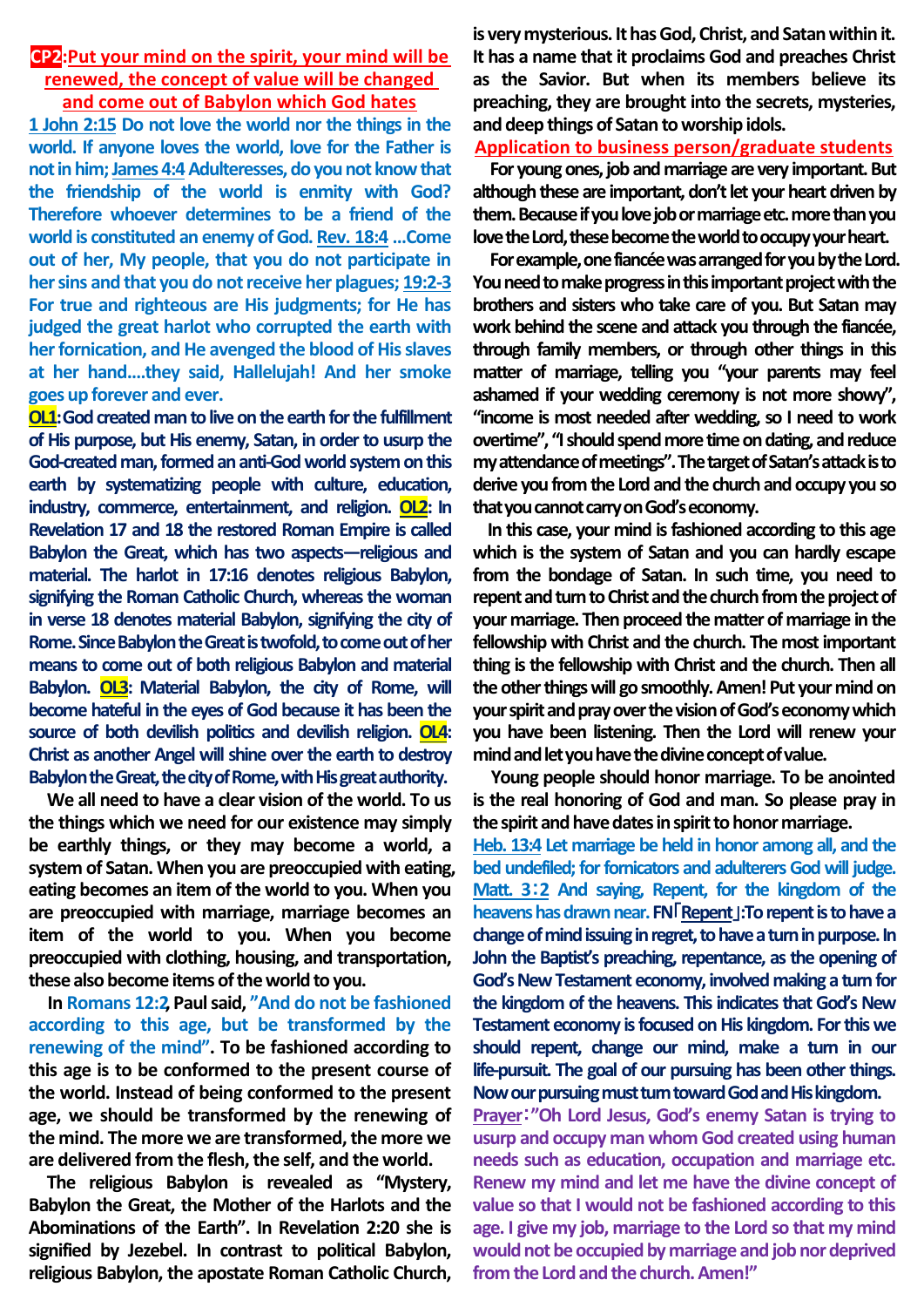## CP2:Put your mind on the spirit, your mind will be renewed, the concept of value will be changed and come out of Babylon which God hates

**1 John 2:15 Do not love the world nor the things in the world. If anyone loves the world, love for the Father is not in him; James 4:4 Adulteresses, do you not know that the friendship of the world is enmity with God? Therefore whoever determines to be a friend of the world is constituted an enemy of God. Rev. 18:4 …Come out of her, My people, that you do not participate in her sins and that you do not receive her plagues; 19:2-3 For true and righteous are His judgments; for He has judged the great harlot who corrupted the earth with her fornication, and He avenged the blood of His slaves at her hand….they said, Hallelujah! And her smoke goes up forever and ever.**

**OL1: God created man to live on the earth for the fulfillment of His purpose, but His enemy, Satan, in order to usurp the God-created man, formed an anti-God world system on this earth by systematizing people with culture, education, industry, commerce, entertainment, and religion. OL2: In Revelation 17 and 18 the restored Roman Empire is called Babylon the Great, which has two aspects—religious and material. The harlot in 17:16 denotes religious Babylon, signifying the Roman Catholic Church, whereas the woman in verse 18 denotes material Babylon, signifying the city of Rome. Since Babylon the Great is twofold, to come out of her means to come out of both religious Babylon and material Babylon. OL3: Material Babylon, the city of Rome, will become hateful in the eyes of God because it has been the source of both devilish politics and devilish religion. OL4: Christ as another Angel will shine over the earth to destroy Babylon the Great, the city of Rome, with His great authority.**

We all need to have a clear vision of the world. To us the things which we need for our existence may simply be earthly things, or they may become a world, a system of Satan. When you are preoccupied with eating, eating becomes an item of the world to you. When you are preoccupied with marriage, marriage becomes an item of the world to you. When you become preoccupied with clothing, housing, and transportation, these also become items of the world to you.

In Romans 12:2, Paul said, "And do not be fashioned according to this age, but be transformed by the renewing of the mind". To be fashioned according to this age is to be conformed to the present course of the world. Instead of being conformed to the present age, we should be transformed by the renewing of the mind. The more we are transformed, the more we are delivered from the flesh, the self, and the world.

The religious Babylon is revealed as "Mystery, Babylon the Great, the Mother of the Harlots and the Abominations of the Earth". In Revelation 2:20 she is signified by Jezebel. In contrast to political Babylon, religious Babylon, the apostate Roman Catholic Church, is very mysterious. It has God, Christ, and Satan within it. It has a name that it proclaims God and preaches Christ as the Savior. But when its members believe its preaching, they are brought into the secrets, mysteries, and deep things of Satan to worship idols.

### Application to business person/graduate students

For young ones, job and marriage are very important. But although these are important, don't let your heart driven by them. Because if you love job or marriage etc. more than you love the Lord, these become the world to occupy your heart.

For example, one fiancée was arranged for you by the Lord. You need to make progress in this important project with the brothers and sisters who take care of you. But Satan may work behind the scene and attack you through the fiancée, through family members, or through other things in this matter of marriage, telling you "your parents may feel ashamed if your wedding ceremony is not more showy", "income is most needed after wedding, so I need to work overtime", "I should spend more time on dating, and reduce my attendance of meetings". The target of Satan's attack is to derive you from the Lord and the church and occupy you so that you cannot carry on God's economy.

In this case, your mind is fashioned according to this age which is the system of Satan and you can hardly escape from the bondage of Satan. In such time, you need to repent and turn to Christ and the church from the project of your marriage. Then proceed the matter of marriage in the fellowship with Christ and the church. The most important thing is the fellowship with Christ and the church. Then all the other things will go smoothly. Amen! Put your mind on your spirit and pray over the vision of God's economy which you have been listening. Then the Lord will renew your mind and let you have the divine concept of value.

Young people should honor marriage. To be anointed is the real honoring of God and man. So please pray in the spirit and have dates in spirit to honor marriage.

**Heb. 13:4 Let marriage be held in honor among all, and the bed undefiled; for fornicators and adulterers God will judge. Matt. 3:2 And saying, Repent, for the kingdom of the heavens has drawn near. FN「Repent」:To repent is to have a change of mind issuing in regret, to have a turn in purpose. In John the Baptist's preaching, repentance, as the opening of God's New Testament economy, involved making a turn for the kingdom of the heavens. This indicates that God's New Testament economy is focused on His kingdom. For this we should repent, change our mind, make a turn in our life-pursuit. The goal of our pursuing has been other things. Now our pursuing must turn toward God and His kingdom.**

**Prayer:"Oh Lord Jesus, God's enemy Satan is trying to usurp and occupy man whom God created using human needs such as education, occupation and marriage etc. Renew my mind and let me have the divine concept of value so that I would not be fashioned according to this age. I give my job, marriage to the Lord so that my mind would not be occupied by marriage and job nor deprived from the Lord and the church. Amen!"**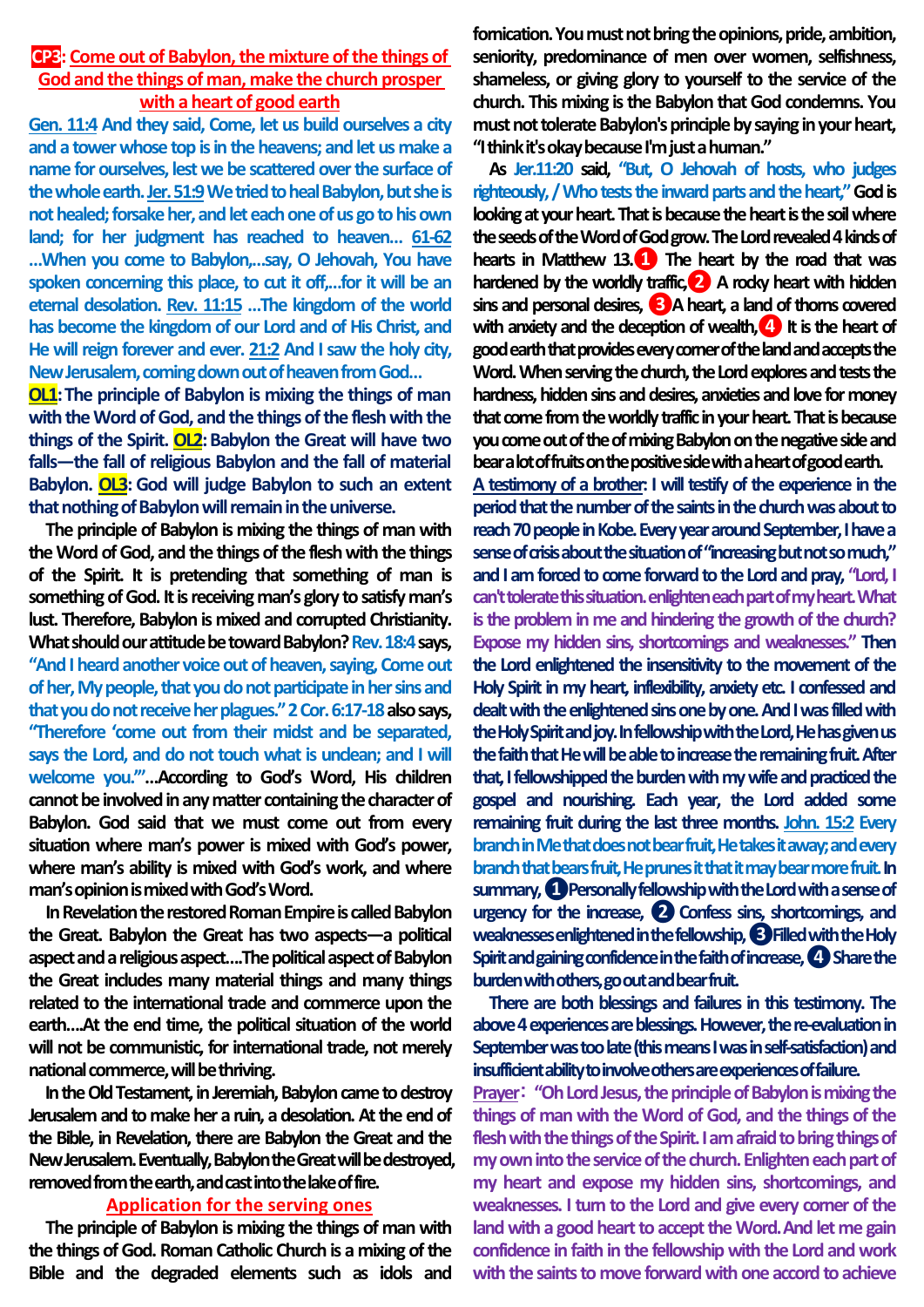## CP3: Come out of Babylon, the mixture of the things of God and the things of man, make the church prosper with a heart of good earth

**Gen. 11:4 And they said, Come, let us build ourselves a city and a tower whose top is in the heavens; and let us make a name for ourselves, lest we be scattered over the surface of the whole earth. Jer. 51:9 We tried to heal Babylon, but she is not healed; forsake her, and let each one of us go to his own land; for her judgment has reached to heaven… 61-62 …When you come to Babylon,…say, O Jehovah, You have spoken concerning this place, to cut it off,…for it will be an eternal desolation. Rev. 11:15 …The kingdom of the world has become the kingdom of our Lord and of His Christ, and He will reign forever and ever. 21:2 And I saw the holy city, New Jerusalem, coming down out of heaven from God…**

**OL1: The principle of Babylon is mixing the things of man with the Word of God, and the things of the flesh with the things of the Spirit. OL2: Babylon the Great will have two falls—the fall of religious Babylon and the fall of material Babylon. OL3: God will judge Babylon to such an extent that nothing of Babylon will remain in the universe.**

The principle of Babylon is mixing the things of man with the Word of God, and the things of the flesh with the things of the Spirit. It is pretending that something of man is something of God. It is receiving man's glory to satisfy man's lust. Therefore, Babylon is mixed and corrupted Christianity. What should our attitude be toward Babylon? Rev. 18:4 says, **"And I heard another voice out of heaven, saying, Come out of her, My people, that you do not participate in her sins and that you do not receive her plagues."** 2 Cor. 6:17-18 also says, **"Therefore 'come out from their midst and be separated, says the Lord, and do not touch what is unclean; and I will welcome you.'"**…According to God's Word, His children cannot be involved in any matter containing the character of Babylon. God said that we must come out from every situation where man's power is mixed with God's power, where man's ability is mixed with God's work, and where man's opinion is mixed with God's Word.

In Revelation the restored Roman Empire is called Babylon the Great. Babylon the Great has two aspects—a political aspect and a religious aspect.…The political aspect of Babylon the Great includes many material things and many things related to the international trade and commerce upon the earth.…At the end time, the political situation of the world will not be communistic, for international trade, not merely national commerce, will be thriving.

In the Old Testament, in Jeremiah, Babylon came to destroy Jerusalem and to make her a ruin, a desolation. At the end of the Bible, in Revelation, there are Babylon the Great and the New Jerusalem. Eventually, Babylon the Great will be destroyed, removed from the earth, and cast into the lake of fire.

### Application for the serving ones

The principle of Babylon is mixing the things of man with the things of God. Roman Catholic Church is a mixing of the Bible and the degraded elements such as idols and fornication. You must not bring the opinions, pride, ambition, seniority, predominance of men over women, selfishness, shameless, or giving glory to yourself to the service of the church. This mixing is the Babylon that God condemns. You must not tolerate Babylon's principle by saying in your heart, "I think it's okay because I'm just a human."

As Jer.11:20 said, **"But, O Jehovah of hosts, who judges righteously, / Who tests the inward parts and the heart,"** God is looking at your heart. That is because the heart is the soil where the seeds of the Word of God grow. The Lord revealed 4 kinds of hearts in Matthew 13. ❶ The heart by the road that was hardened by the worldly traffic, ❷ A rocky heart with hidden sins and personal desires, ❸ A heart, a land of thorns covered with anxiety and the deception of wealth, ❹ It is the heart of good earth that provides every corner of the land and accepts the Word. When serving the church, the Lord explores and tests the hardness, hidden sins and desires, anxieties and love for money that come from the worldly traffic in your heart. That is because you come out of the of mixing Babylon on the negative side and bear a lot of fruits on the positive side with a heart of good earth.

**A testimony of a brother: I will testify of the experience in the period that the number of the saints in the church was about to reach 70 people in Kobe. Every year around September, I have a sense of crisis about the situation of "increasing but not so much," and I am forced to come forward to the Lord and pray, "Lord, I can't tolerate this situation. enlighten each part of my heart. What is the problem in me and hindering the growth of the church? Expose my hidden sins, shortcomings and weaknesses." Then the Lord enlightened the insensitivity to the movement of the Holy Spirit in my heart, inflexibility, anxiety etc. I confessed and dealt with the enlightened sins one by one. And I was filled with the Holy Spirit and joy. In fellowship with the Lord, He has given us the faith that He will be able to increase the remaining fruit. After that, I fellowshipped the burden with my wife and practiced the gospel and nourishing. Each year, the Lord added some remaining fruit during the last three months. John. 15:2 Every branch in Me that does not bear fruit, He takes it away; and every branch that bears fruit, He prunes it that it may bear more fruit. In summary, ❶ Personally fellowship with the Lord with a sense of urgency for the increase, ❷ Confess sins, shortcomings, and weaknesses enlightened in the fellowship, ❸ Filled with the Holy Spirit and gaining confidence in the faith of increase, ❹ Share the burden with others, go out and bear fruit.**

**There are both blessings and failures in this testimony. The above 4 experiences are blessings. However, the re-evaluation in September was too late (this means I was in self-satisfaction) and insufficient ability to involve others are experiences of failure.**

**Prayer: "Oh Lord Jesus, the principle of Babylon is mixing the things of man with the Word of God, and the things of the flesh with the things of the Spirit. I am afraid to bring things of my own into the service of the church. Enlighten each part of my heart and expose my hidden sins, shortcomings, and weaknesses. I turn to the Lord and give every corner of the land with a good heart to accept the Word. And let me gain confidence in faith in the fellowship with the Lord and work with the saints to move forward with one accord to achieve**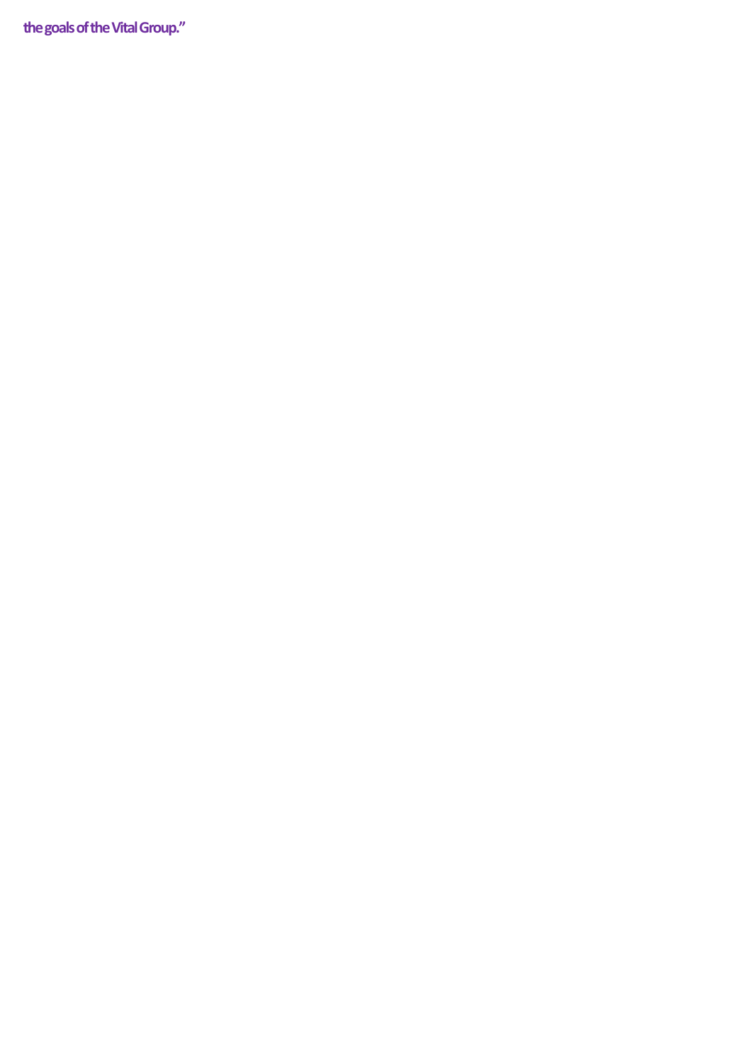**the goals of the Vital Group."**